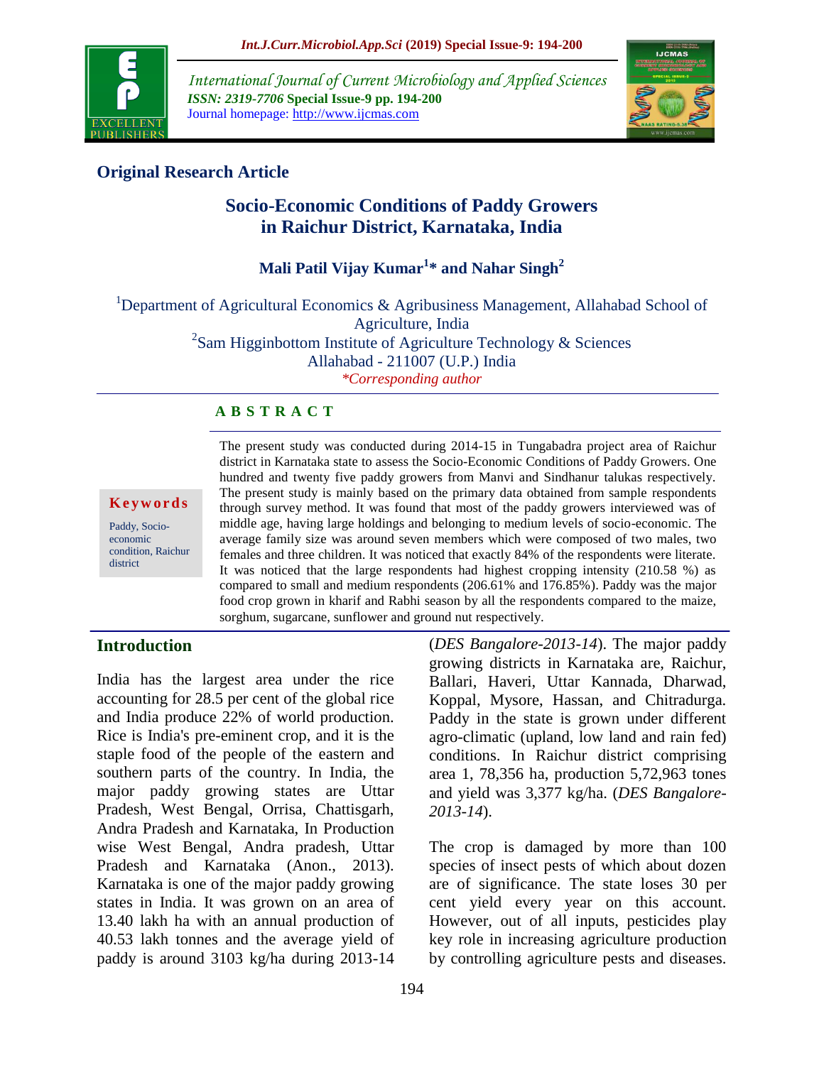**Original Research Article**

# Socio-Economic Conditions of Paddy Growers in Raichur District, Karnataka, India

**Mali Patil Vijay Kumar[1]* and Nahar Singh[2]**

[1]Department of Agricultural Economics & Agribusiness Management, Allahabad School of Agriculture, India
[2]Sam Higginbottom Institute of Agriculture Technology & Sciences Allahabad - 211007 (U.P.) India
*Corresponding author

**Keywords**

Paddy, Socio-economic condition, Raichur district

**ABSTRACT**

The present study was conducted during 2014-15 in Tungabadra project area of Raichur district in Karnataka state to assess the Socio-Economic Conditions of Paddy Growers. One hundred and twenty five paddy growers from Manvi and Sindhanur talukas respectively. The present study is mainly based on the primary data obtained from sample respondents through survey method. It was found that most of the paddy growers interviewed was of middle age, having large holdings and belonging to medium levels of socio-economic. The average family size was around seven members which were composed of two males, two females and three children. It was noticed that exactly 84% of the respondents were literate. It was noticed that the large respondents had highest cropping intensity (210.58 %) as compared to small and medium respondents (206.61% and 176.85%). Paddy was the major food crop grown in kharif and Rabhi season by all the respondents compared to the maize, sorghum, sugarcane, sunflower and ground nut respectively.

## Introduction

India has the largest area under the rice accounting for 28.5 per cent of the global rice and India produce 22% of world production. Rice is India's pre-eminent crop, and it is the staple food of the people of the eastern and southern parts of the country. In India, the major paddy growing states are Uttar Pradesh, West Bengal, Orrisa, Chattisgarh, Andra Pradesh and Karnataka, In Production wise West Bengal, Andra pradesh, Uttar Pradesh and Karnataka (Anon., 2013). Karnataka is one of the major paddy growing states in India. It was grown on an area of 13.40 lakh ha with an annual production of 40.53 lakh tonnes and the average yield of paddy is around 3103 kg/ha during 2013-14 (*DES Bangalore-2013-14*). The major paddy growing districts in Karnataka are, Raichur, Ballari, Haveri, Uttar Kannada, Dharwad, Koppal, Mysore, Hassan, and Chitradurga. Paddy in the state is grown under different agro-climatic (upland, low land and rain fed) conditions. In Raichur district comprising area 1, 78,356 ha, production 5,72,963 tones and yield was 3,377 kg/ha. (*DES Bangalore-2013-14*).

The crop is damaged by more than 100 species of insect pests of which about dozen are of significance. The state loses 30 per cent yield every year on this account. However, out of all inputs, pesticides play key role in increasing agriculture production by controlling agriculture pests and diseases.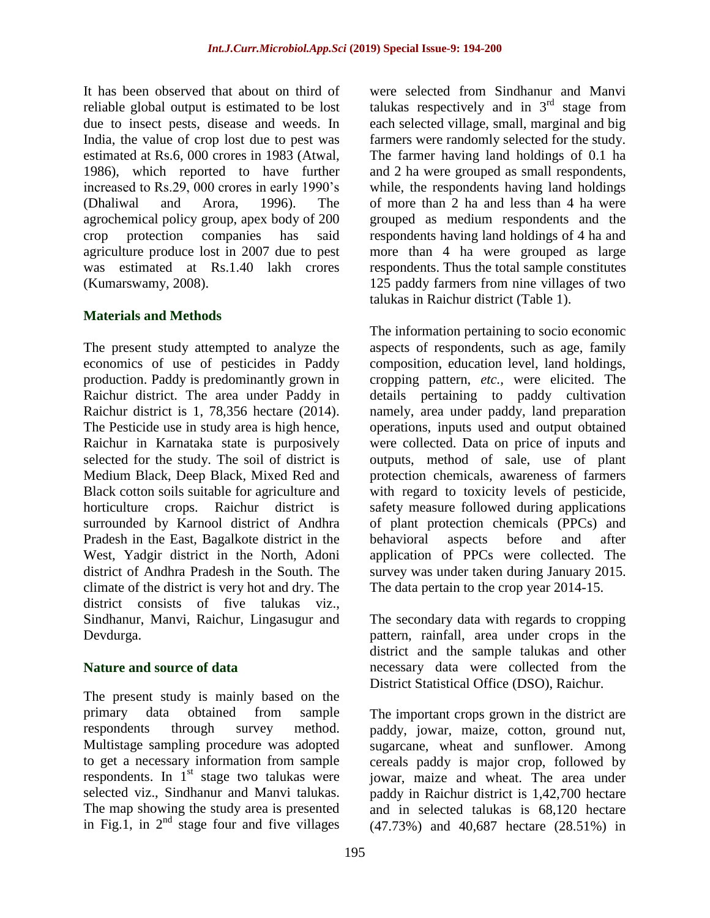It has been observed that about on third of reliable global output is estimated to be lost due to insect pests, disease and weeds. In India, the value of crop lost due to pest was estimated at Rs.6, 000 crores in 1983 (Atwal, 1986), which reported to have further increased to Rs.29, 000 crores in early 1990's (Dhaliwal and Arora, 1996). The agrochemical policy group, apex body of 200 crop protection companies has said agriculture produce lost in 2007 due to pest was estimated at Rs.1.40 lakh crores (Kumarswamy, 2008).

## Materials and Methods

The present study attempted to analyze the economics of use of pesticides in Paddy production. Paddy is predominantly grown in Raichur district. The area under Paddy in Raichur district is 1, 78,356 hectare (2014). The Pesticide use in study area is high hence, Raichur in Karnataka state is purposively selected for the study. The soil of district is Medium Black, Deep Black, Mixed Red and Black cotton soils suitable for agriculture and horticulture crops. Raichur district is surrounded by Karnool district of Andhra Pradesh in the East, Bagalkote district in the West, Yadgir district in the North, Adoni district of Andhra Pradesh in the South. The climate of the district is very hot and dry. The district consists of five talukas viz., Sindhanur, Manvi, Raichur, Lingasugur and Devdurga.

## Nature and source of data

The present study is mainly based on the primary data obtained from sample respondents through survey method. Multistage sampling procedure was adopted to get a necessary information from sample respondents. In 1st stage two talukas were selected viz., Sindhanur and Manvi talukas. The map showing the study area is presented in Fig.1, in 2nd stage four and five villages were selected from Sindhanur and Manvi talukas respectively and in 3rd stage from each selected village, small, marginal and big farmers were randomly selected for the study. The farmer having land holdings of 0.1 ha and 2 ha were grouped as small respondents, while, the respondents having land holdings of more than 2 ha and less than 4 ha were grouped as medium respondents and the respondents having land holdings of 4 ha and more than 4 ha were grouped as large respondents. Thus the total sample constitutes 125 paddy farmers from nine villages of two talukas in Raichur district (Table 1).

The information pertaining to socio economic aspects of respondents, such as age, family composition, education level, land holdings, cropping pattern, *etc.*, were elicited. The details pertaining to paddy cultivation namely, area under paddy, land preparation operations, inputs used and output obtained were collected. Data on price of inputs and outputs, method of sale, use of plant protection chemicals, awareness of farmers with regard to toxicity levels of pesticide, safety measure followed during applications of plant protection chemicals (PPCs) and behavioral aspects before and after application of PPCs were collected. The survey was under taken during January 2015. The data pertain to the crop year 2014-15.

The secondary data with regards to cropping pattern, rainfall, area under crops in the district and the sample talukas and other necessary data were collected from the District Statistical Office (DSO), Raichur.

The important crops grown in the district are paddy, jowar, maize, cotton, ground nut, sugarcane, wheat and sunflower. Among cereals paddy is major crop, followed by jowar, maize and wheat. The area under paddy in Raichur district is 1,42,700 hectare and in selected talukas is 68,120 hectare (47.73%) and 40,687 hectare (28.51%) in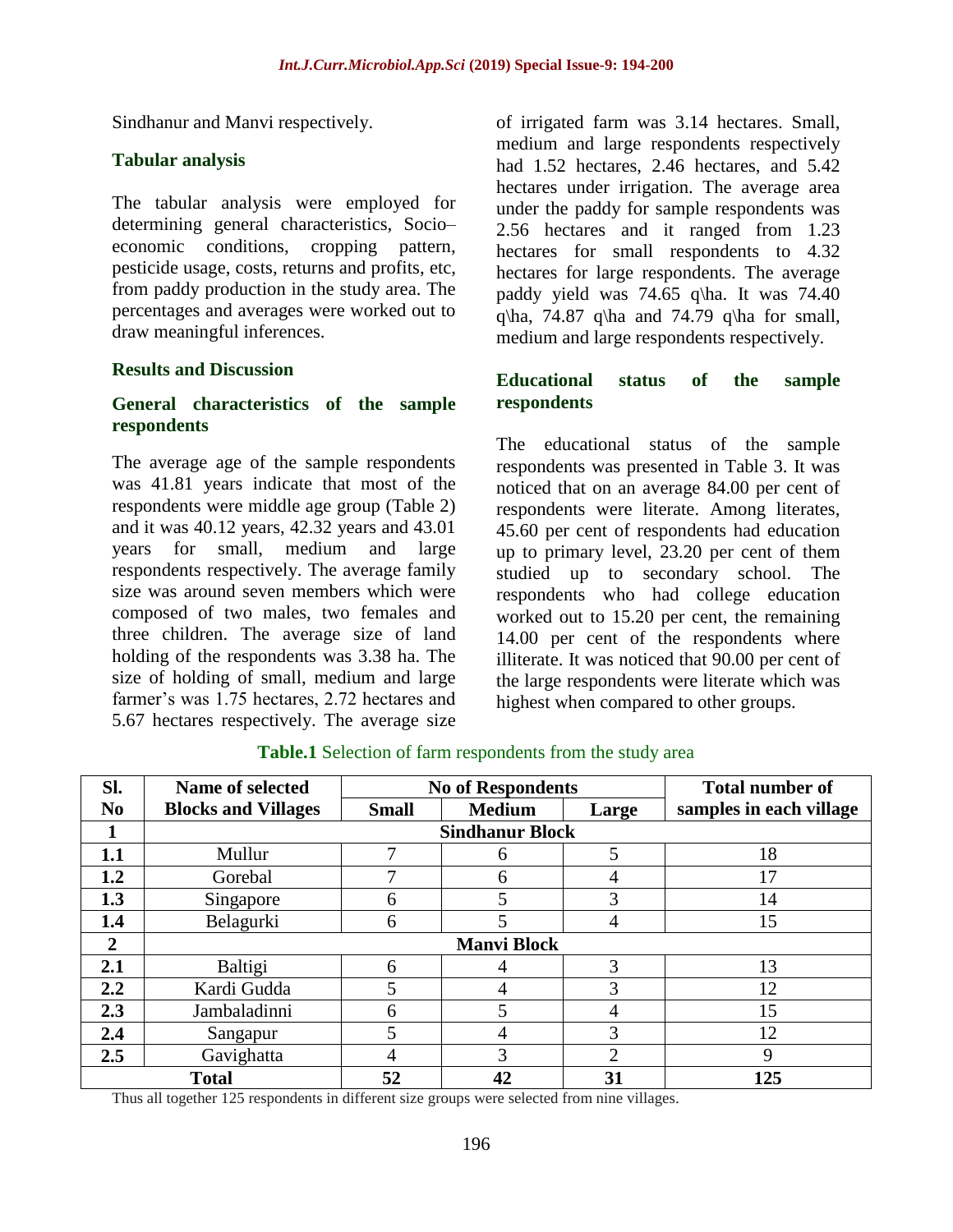Sindhanur and Manvi respectively.

### Tabular analysis

The tabular analysis were employed for determining general characteristics, Socio–economic conditions, cropping pattern, pesticide usage, costs, returns and profits, etc, from paddy production in the study area. The percentages and averages were worked out to draw meaningful inferences.

## Results and Discussion

### General characteristics of the sample respondents

The average age of the sample respondents was 41.81 years indicate that most of the respondents were middle age group (Table 2) and it was 40.12 years, 42.32 years and 43.01 years for small, medium and large respondents respectively. The average family size was around seven members which were composed of two males, two females and three children. The average size of land holding of the respondents was 3.38 ha. The size of holding of small, medium and large farmer's was 1.75 hectares, 2.72 hectares and 5.67 hectares respectively. The average size of irrigated farm was 3.14 hectares. Small, medium and large respondents respectively had 1.52 hectares, 2.46 hectares, and 5.42 hectares under irrigation. The average area under the paddy for sample respondents was 2.56 hectares and it ranged from 1.23 hectares for small respondents to 4.32 hectares for large respondents. The average paddy yield was 74.65 q\ha. It was 74.40 q\ha, 74.87 q\ha and 74.79 q\ha for small, medium and large respondents respectively.

### Educational status of the sample respondents

The educational status of the sample respondents was presented in Table 3. It was noticed that on an average 84.00 per cent of respondents were literate. Among literates, 45.60 per cent of respondents had education up to primary level, 23.20 per cent of them studied up to secondary school. The respondents who had college education worked out to 15.20 per cent, the remaining 14.00 per cent of the respondents where illiterate. It was noticed that 90.00 per cent of the large respondents were literate which was highest when compared to other groups.

**Table.1** Selection of farm respondents from the study area

| Sl. No | Name of selected Blocks and Villages | No of Respondents | | | Total number of samples in each village |
|---|---|---|---|---|---|
| | | Small | Medium | Large | |
| **1** | **Sindhanur Block** | | | | |
| **1.1** | Mullur | 7 | 6 | 5 | 18 |
| **1.2** | Gorebal | 7 | 6 | 4 | 17 |
| **1.3** | Singapore | 6 | 5 | 3 | 14 |
| **1.4** | Belagurki | 6 | 5 | 4 | 15 |
| **2** | **Manvi Block** | | | | |
| **2.1** | Baltigi | 6 | 4 | 3 | 13 |
| **2.2** | Kardi Gudda | 5 | 4 | 3 | 12 |
| **2.3** | Jambaladinni | 6 | 5 | 4 | 15 |
| **2.4** | Sangapur | 5 | 4 | 3 | 12 |
| **2.5** | Gavighatta | 4 | 3 | 2 | 9 |
| **Total** | | **52** | **42** | **31** | **125** |

Thus all together 125 respondents in different size groups were selected from nine villages.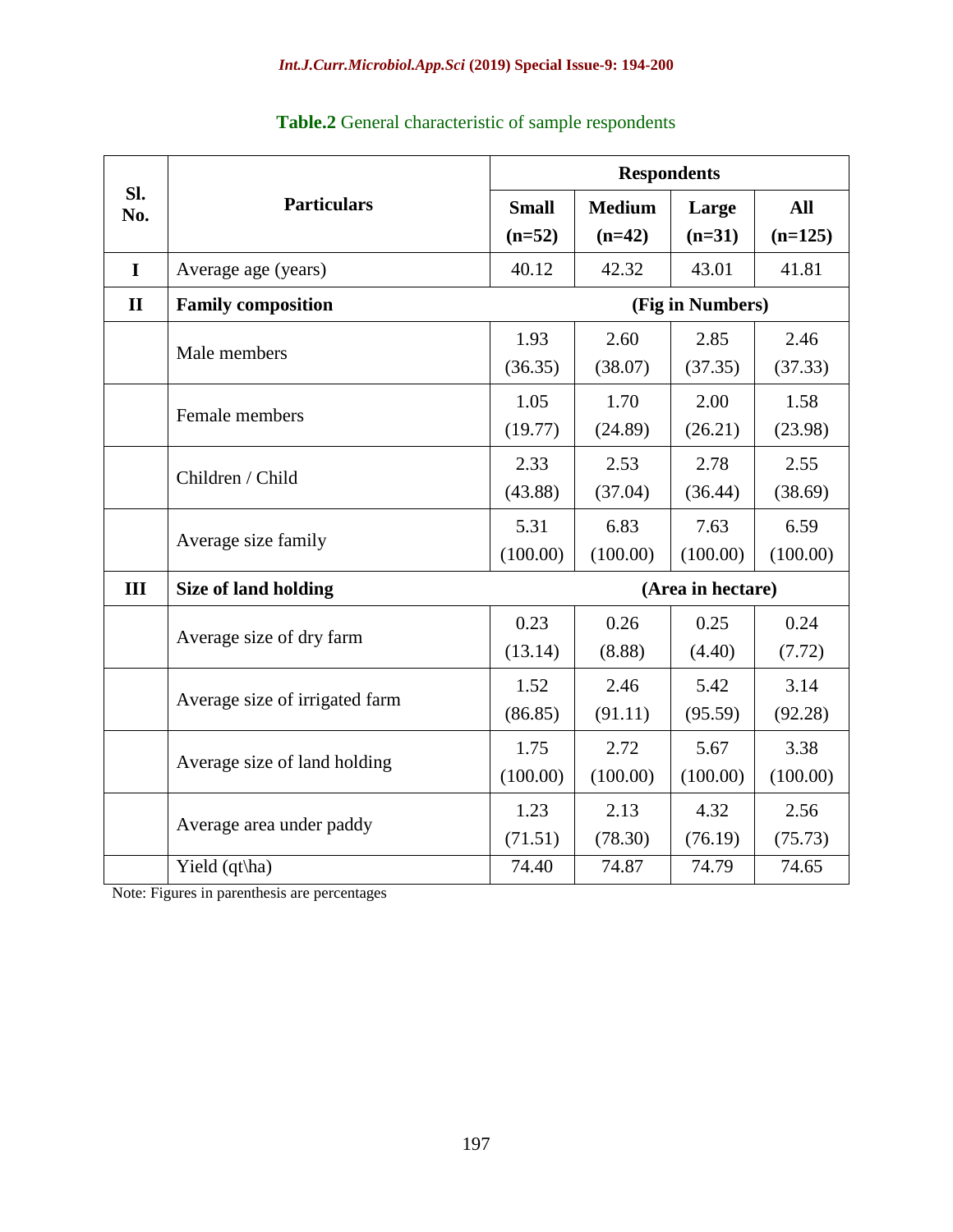**Table.2** General characteristic of sample respondents

| Sl. No. | Particulars | Respondents | | | |
|---|---|---|---|---|---|
| | | **Small (n=52)** | **Medium (n=42)** | **Large (n=31)** | **All (n=125)** |
| **I** | Average age (years) | 40.12 | 42.32 | 43.01 | 41.81 |
| **II** | **Family composition** | **(Fig in Numbers)** | | | |
| | Male members | 1.93 (36.35) | 2.60 (38.07) | 2.85 (37.35) | 2.46 (37.33) |
| | Female members | 1.05 (19.77) | 1.70 (24.89) | 2.00 (26.21) | 1.58 (23.98) |
| | Children / Child | 2.33 (43.88) | 2.53 (37.04) | 2.78 (36.44) | 2.55 (38.69) |
| | Average size family | 5.31 (100.00) | 6.83 (100.00) | 7.63 (100.00) | 6.59 (100.00) |
| **III** | **Size of land holding** | **(Area in hectare)** | | | |
| | Average size of dry farm | 0.23 (13.14) | 0.26 (8.88) | 0.25 (4.40) | 0.24 (7.72) |
| | Average size of irrigated farm | 1.52 (86.85) | 2.46 (91.11) | 5.42 (95.59) | 3.14 (92.28) |
| | Average size of land holding | 1.75 (100.00) | 2.72 (100.00) | 5.67 (100.00) | 3.38 (100.00) |
| | Average area under paddy | 1.23 (71.51) | 2.13 (78.30) | 4.32 (76.19) | 2.56 (75.73) |
| | Yield (qt\ha) | 74.40 | 74.87 | 74.79 | 74.65 |

Note: Figures in parenthesis are percentages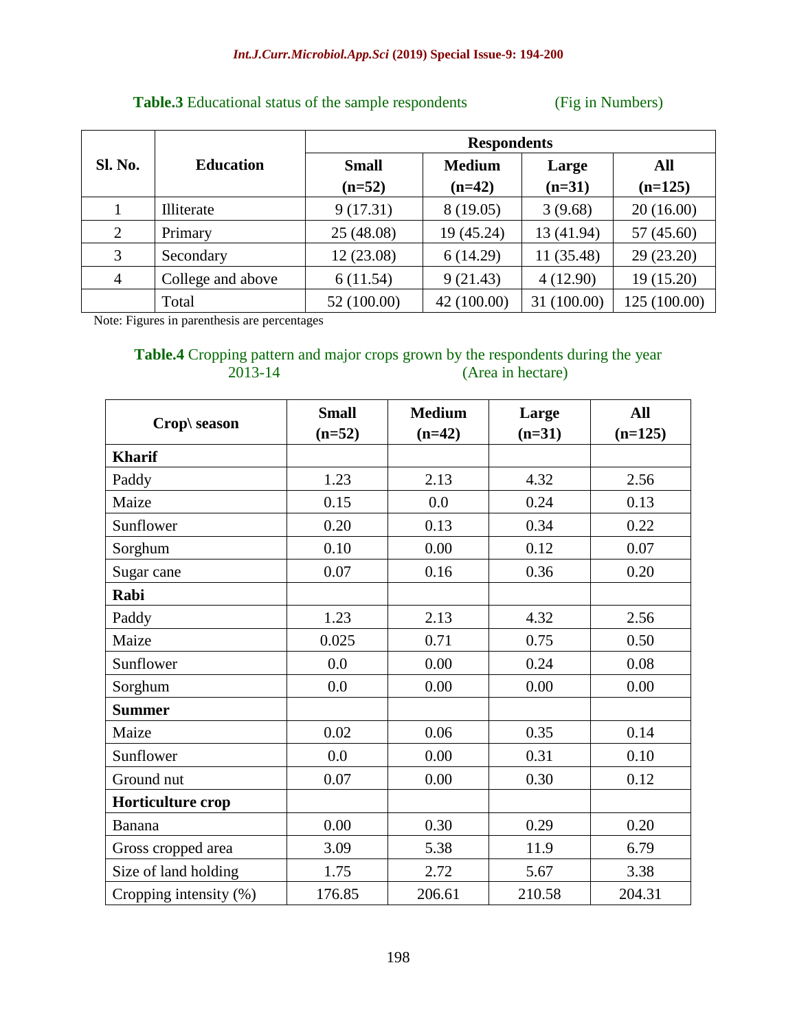**Table.3** Educational status of the sample respondents (Fig in Numbers)

| Sl. No. | Education | Respondents | | | |
|---|---|---|---|---|---|
| | | Small (n=52) | Medium (n=42) | Large (n=31) | All (n=125) |
| 1 | Illiterate | 9 (17.31) | 8 (19.05) | 3 (9.68) | 20 (16.00) |
| 2 | Primary | 25 (48.08) | 19 (45.24) | 13 (41.94) | 57 (45.60) |
| 3 | Secondary | 12 (23.08) | 6 (14.29) | 11 (35.48) | 29 (23.20) |
| 4 | College and above | 6 (11.54) | 9 (21.43) | 4 (12.90) | 19 (15.20) |
| | Total | 52 (100.00) | 42 (100.00) | 31 (100.00) | 125 (100.00) |

Note: Figures in parenthesis are percentages

**Table.4** Cropping pattern and major crops grown by the respondents during the year 2013-14 (Area in hectare)

| Crop\ season | Small (n=52) | Medium (n=42) | Large (n=31) | All (n=125) |
|---|---|---|---|---|
| **Kharif** | | | | |
| Paddy | 1.23 | 2.13 | 4.32 | 2.56 |
| Maize | 0.15 | 0.0 | 0.24 | 0.13 |
| Sunflower | 0.20 | 0.13 | 0.34 | 0.22 |
| Sorghum | 0.10 | 0.00 | 0.12 | 0.07 |
| Sugar cane | 0.07 | 0.16 | 0.36 | 0.20 |
| **Rabi** | | | | |
| Paddy | 1.23 | 2.13 | 4.32 | 2.56 |
| Maize | 0.025 | 0.71 | 0.75 | 0.50 |
| Sunflower | 0.0 | 0.00 | 0.24 | 0.08 |
| Sorghum | 0.0 | 0.00 | 0.00 | 0.00 |
| **Summer** | | | | |
| Maize | 0.02 | 0.06 | 0.35 | 0.14 |
| Sunflower | 0.0 | 0.00 | 0.31 | 0.10 |
| Ground nut | 0.07 | 0.00 | 0.30 | 0.12 |
| **Horticulture crop** | | | | |
| Banana | 0.00 | 0.30 | 0.29 | 0.20 |
| Gross cropped area | 3.09 | 5.38 | 11.9 | 6.79 |
| Size of land holding | 1.75 | 2.72 | 5.67 | 3.38 |
| Cropping intensity (%) | 176.85 | 206.61 | 210.58 | 204.31 |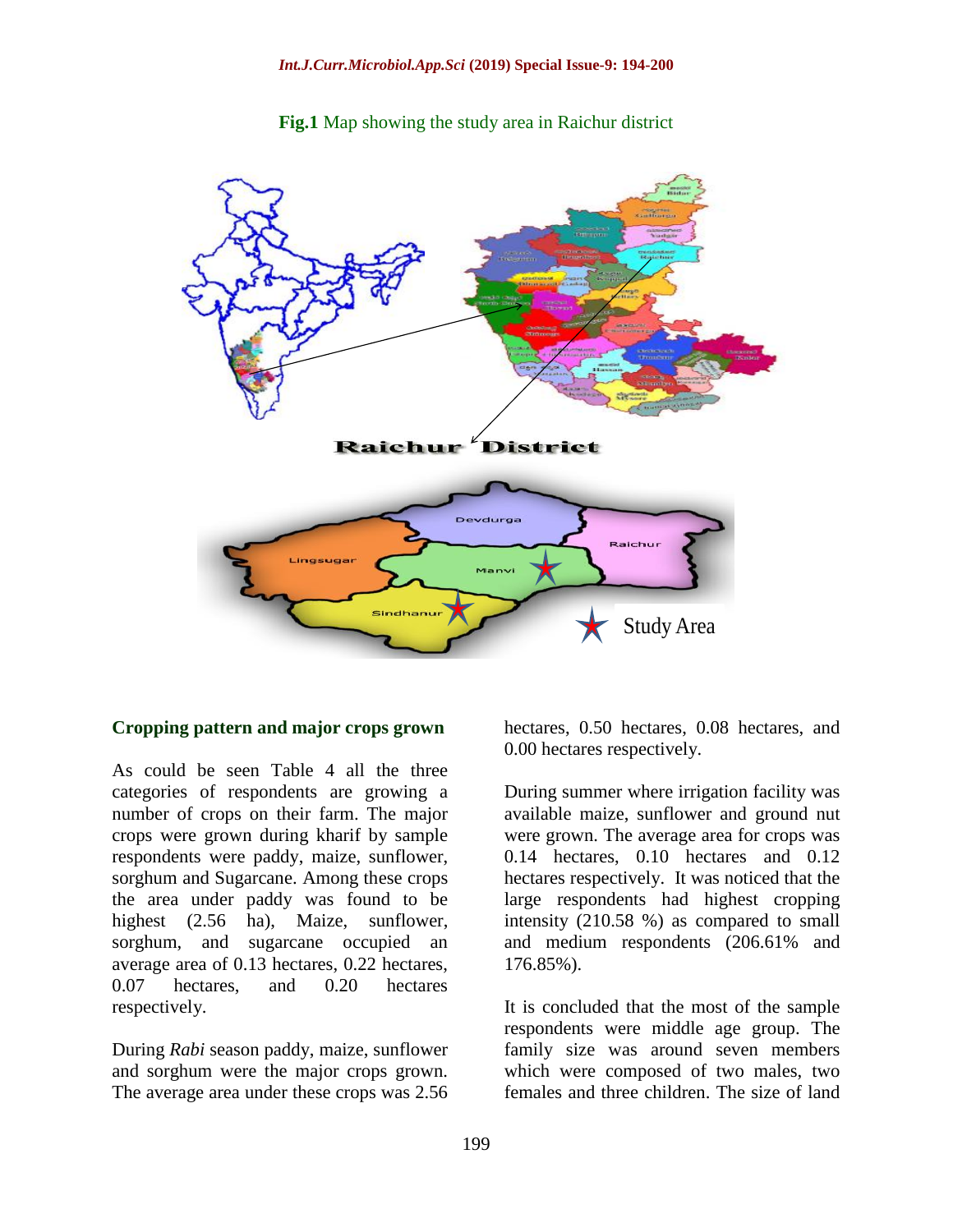**Fig.1** Map showing the study area in Raichur district

## Cropping pattern and major crops grown

As could be seen Table 4 all the three categories of respondents are growing a number of crops on their farm. The major crops were grown during kharif by sample respondents were paddy, maize, sunflower, sorghum and Sugarcane. Among these crops the area under paddy was found to be highest (2.56 ha), Maize, sunflower, sorghum, and sugarcane occupied an average area of 0.13 hectares, 0.22 hectares, 0.07 hectares, and 0.20 hectares respectively.

During *Rabi* season paddy, maize, sunflower and sorghum were the major crops grown. The average area under these crops was 2.56 hectares, 0.50 hectares, 0.08 hectares, and 0.00 hectares respectively.

During summer where irrigation facility was available maize, sunflower and ground nut were grown. The average area for crops was 0.14 hectares, 0.10 hectares and 0.12 hectares respectively. It was noticed that the large respondents had highest cropping intensity (210.58 %) as compared to small and medium respondents (206.61% and 176.85%).

It is concluded that the most of the sample respondents were middle age group. The family size was around seven members which were composed of two males, two females and three children. The size of land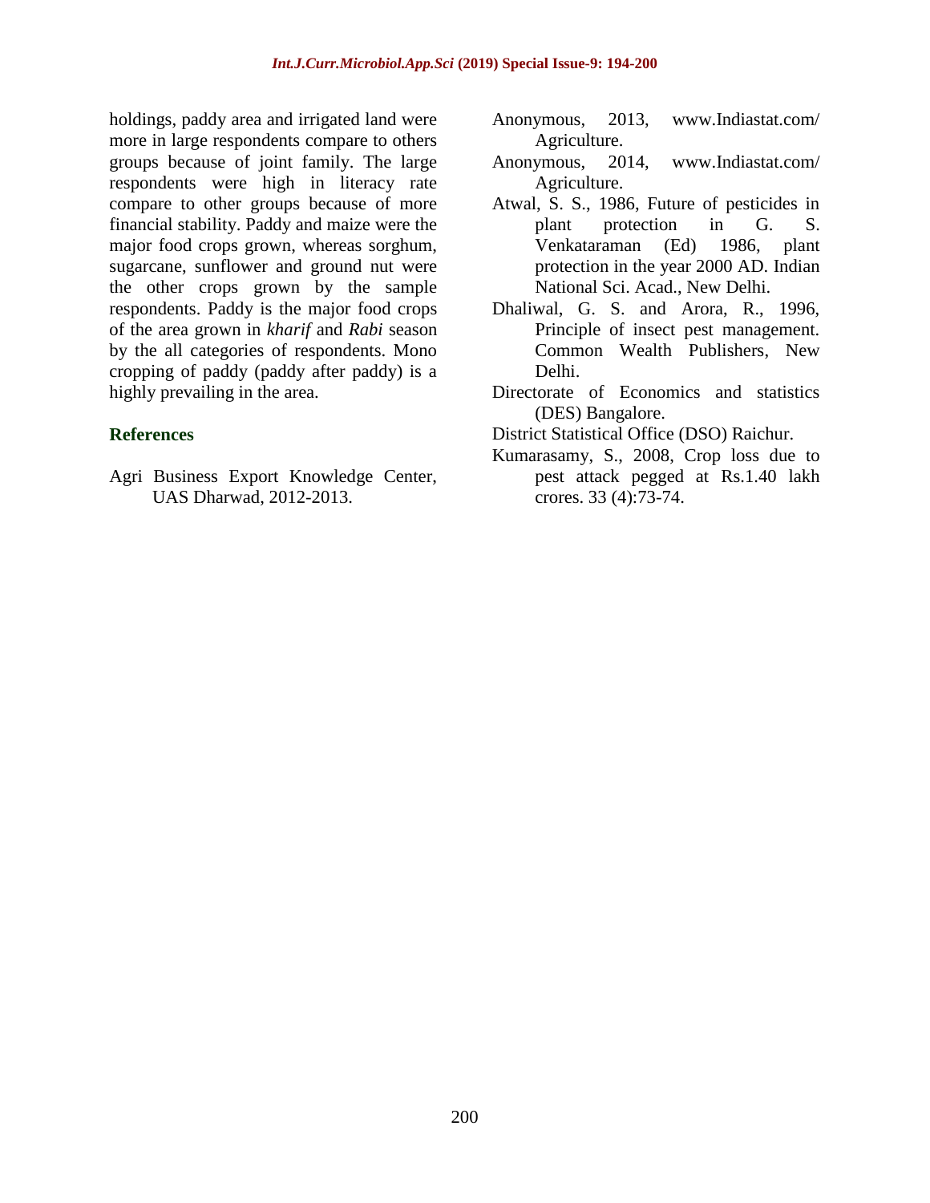holdings, paddy area and irrigated land were more in large respondents compare to others groups because of joint family. The large respondents were high in literacy rate compare to other groups because of more financial stability. Paddy and maize were the major food crops grown, whereas sorghum, sugarcane, sunflower and ground nut were the other crops grown by the sample respondents. Paddy is the major food crops of the area grown in *kharif* and *Rabi* season by the all categories of respondents. Mono cropping of paddy (paddy after paddy) is a highly prevailing in the area.

## References

Agri Business Export Knowledge Center, UAS Dharwad, 2012-2013.

Anonymous, 2013, www.Indiastat.com/ Agriculture.

Anonymous, 2014, www.Indiastat.com/ Agriculture.

Atwal, S. S., 1986, Future of pesticides in plant protection in G. S. Venkataraman (Ed) 1986, plant protection in the year 2000 AD. Indian National Sci. Acad., New Delhi.

Dhaliwal, G. S. and Arora, R., 1996, Principle of insect pest management. Common Wealth Publishers, New Delhi.

Directorate of Economics and statistics (DES) Bangalore.

District Statistical Office (DSO) Raichur.

Kumarasamy, S., 2008, Crop loss due to pest attack pegged at Rs.1.40 lakh crores. 33 (4):73-74.